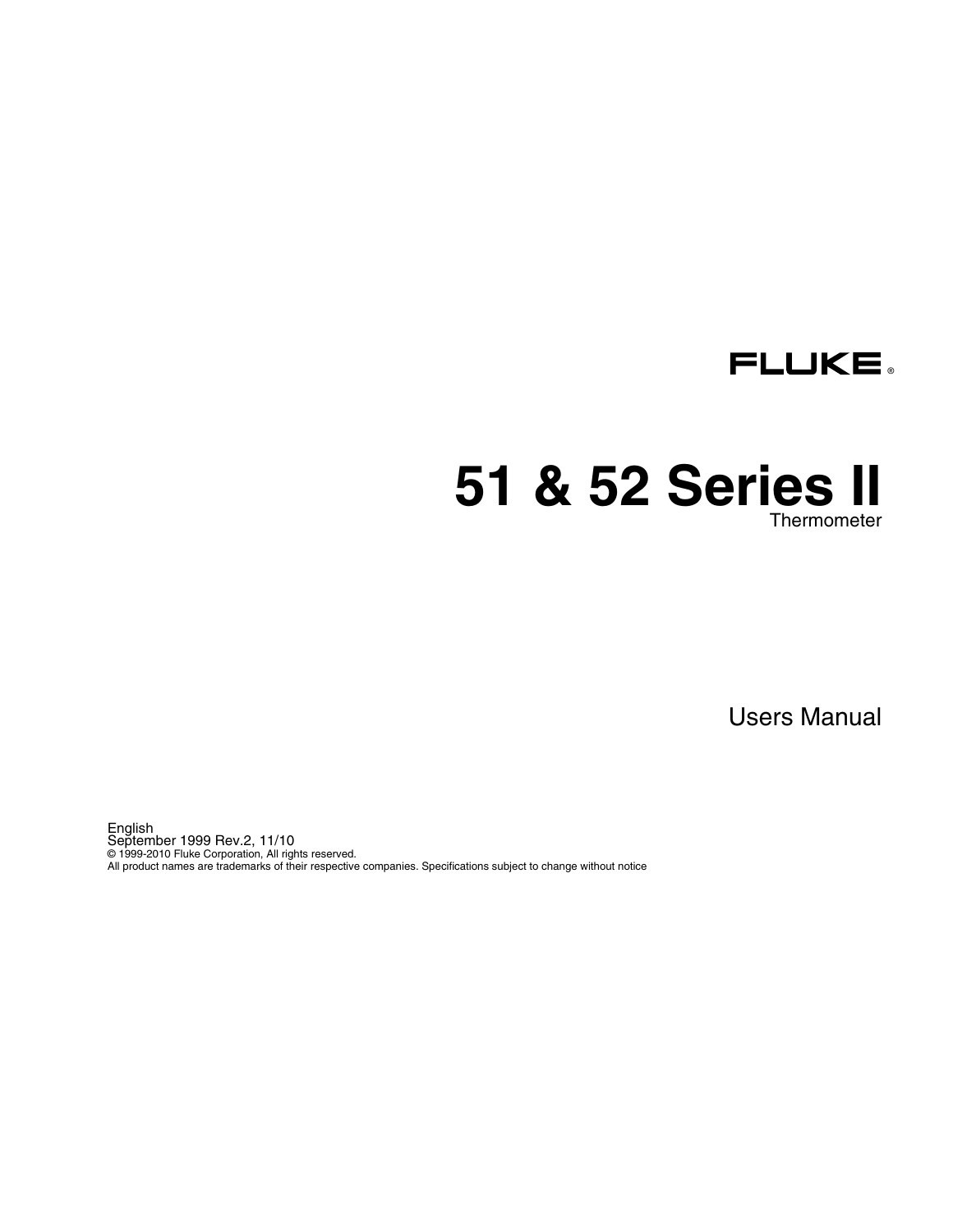FLUKE®

# 51 & 52 Series II

Thermometer

Users Manual

English
September 1999 Rev.2, 11/10
© 1999-2010 Fluke Corporation, All rights reserved.
All product names are trademarks of their respective companies. Specifications subject to change without notice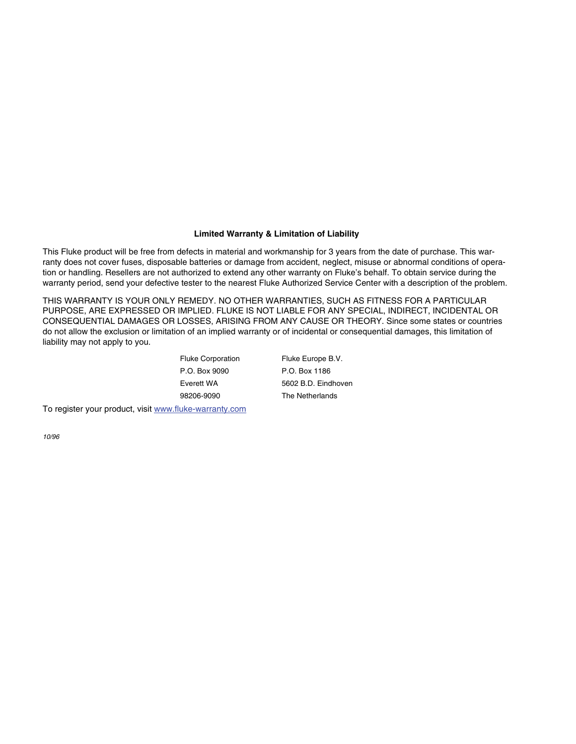### Limited Warranty & Limitation of Liability

This Fluke product will be free from defects in material and workmanship for 3 years from the date of purchase. This warranty does not cover fuses, disposable batteries or damage from accident, neglect, misuse or abnormal conditions of operation or handling. Resellers are not authorized to extend any other warranty on Fluke's behalf. To obtain service during the warranty period, send your defective tester to the nearest Fluke Authorized Service Center with a description of the problem.

THIS WARRANTY IS YOUR ONLY REMEDY. NO OTHER WARRANTIES, SUCH AS FITNESS FOR A PARTICULAR PURPOSE, ARE EXPRESSED OR IMPLIED. FLUKE IS NOT LIABLE FOR ANY SPECIAL, INDIRECT, INCIDENTAL OR CONSEQUENTIAL DAMAGES OR LOSSES, ARISING FROM ANY CAUSE OR THEORY. Since some states or countries do not allow the exclusion or limitation of an implied warranty or of incidental or consequential damages, this limitation of liability may not apply to you.

| | |
|---|---|
| Fluke Corporation | Fluke Europe B.V. |
| P.O. Box 9090 | P.O. Box 1186 |
| Everett WA | 5602 B.D. Eindhoven |
| 98206-9090 | The Netherlands |

To register your product, visit www.fluke-warranty.com

*10/96*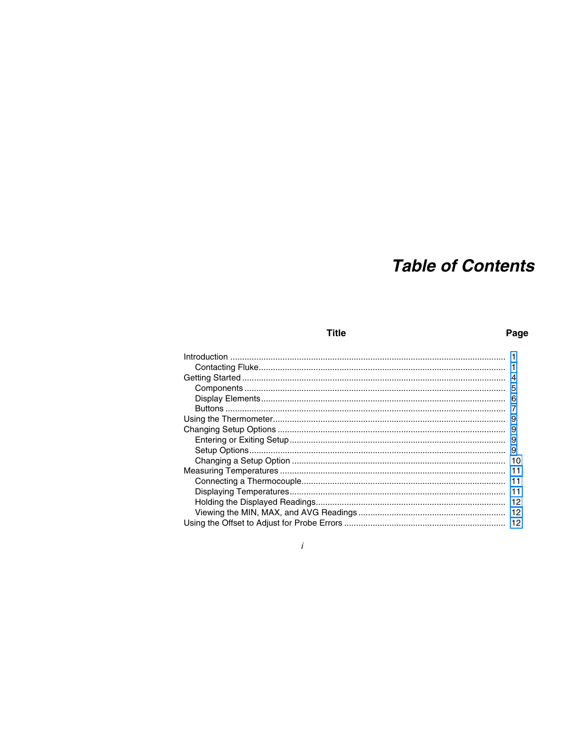# Table of Contents

| Title | Page |
| --- | --- |
| Introduction | 1 |
| Contacting Fluke | 1 |
| Getting Started | 4 |
| Components | 5 |
| Display Elements | 6 |
| Buttons | 7 |
| Using the Thermometer | 9 |
| Changing Setup Options | 9 |
| Entering or Exiting Setup | 9 |
| Setup Options | 9 |
| Changing a Setup Option | 10 |
| Measuring Temperatures | 11 |
| Connecting a Thermocouple | 11 |
| Displaying Temperatures | 11 |
| Holding the Displayed Readings | 12 |
| Viewing the MIN, MAX, and AVG Readings | 12 |
| Using the Offset to Adjust for Probe Errors | 12 |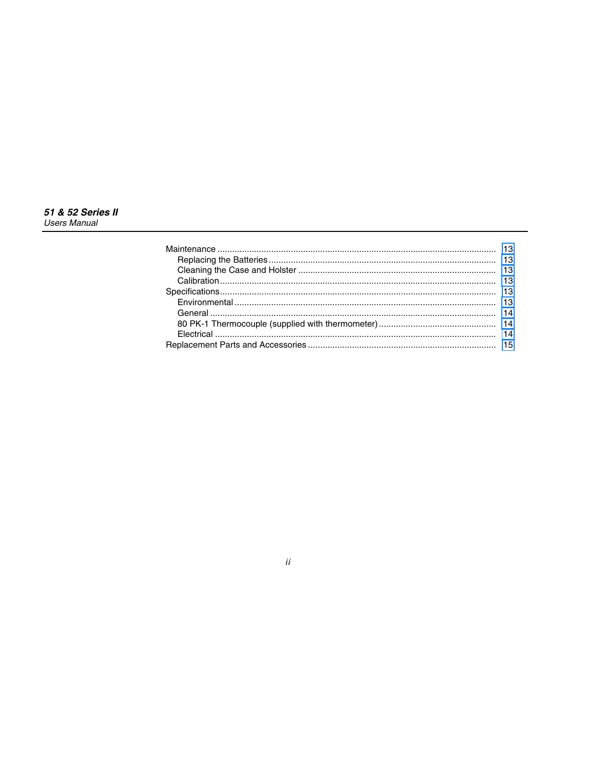Maintenance ................................................................................................................ 13
    Replacing the Batteries ........................................................................................... 13
    Cleaning the Case and Holster ............................................................................... 13
    Calibration ............................................................................................................... 13
Specifications ............................................................................................................... 13
    Environmental ......................................................................................................... 13
    General ................................................................................................................... 14
    80 PK-1 Thermocouple (supplied with thermometer) ............................................... 14
    Electrical ................................................................................................................. 14
Replacement Parts and Accessories ........................................................................... 15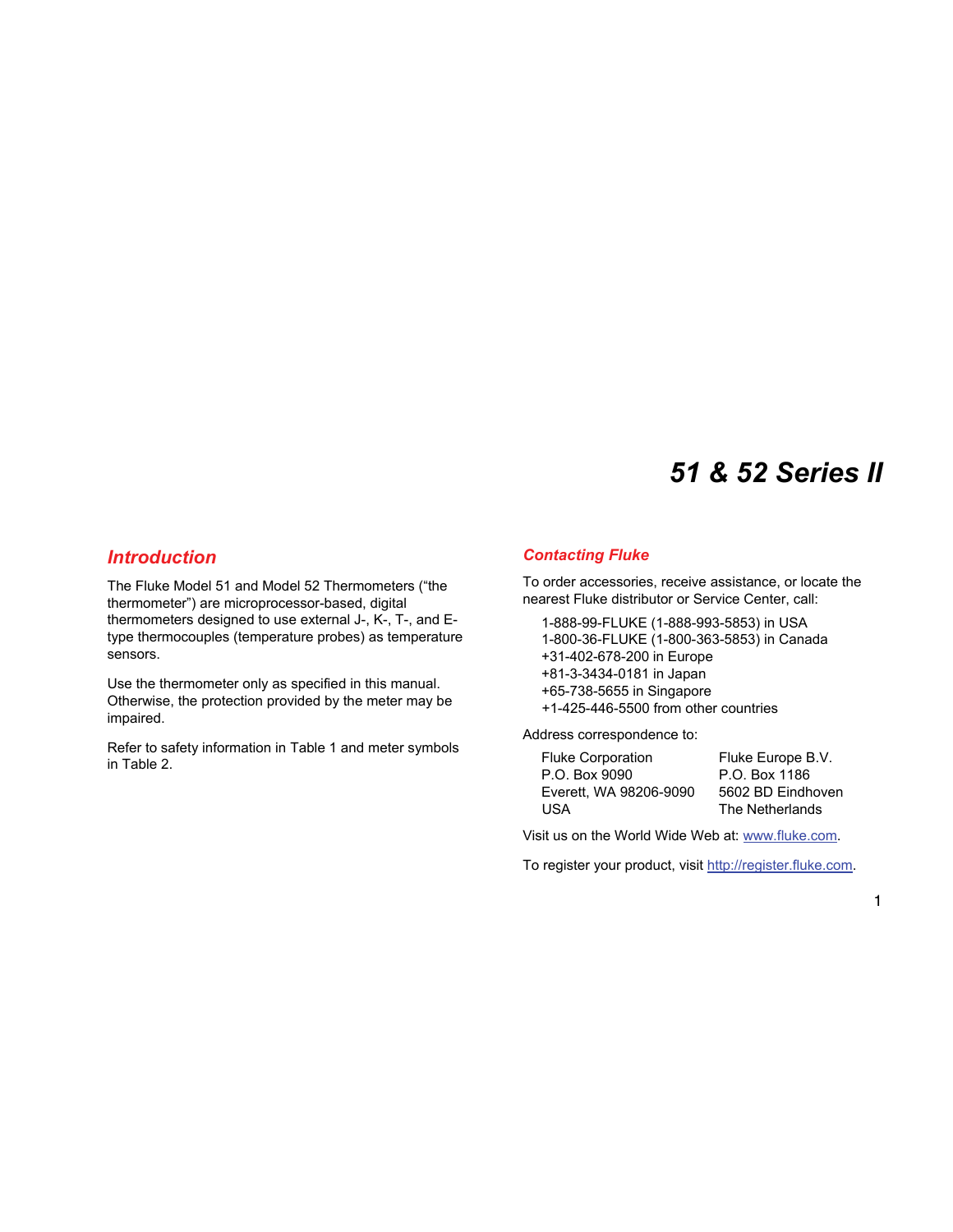# 51 & 52 Series II

## Introduction

The Fluke Model 51 and Model 52 Thermometers (“the thermometer”) are microprocessor-based, digital thermometers designed to use external J-, K-, T-, and E-type thermocouples (temperature probes) as temperature sensors.

Use the thermometer only as specified in this manual. Otherwise, the protection provided by the meter may be impaired.

Refer to safety information in Table 1 and meter symbols in Table 2.

## Contacting Fluke

To order accessories, receive assistance, or locate the nearest Fluke distributor or Service Center, call:

1-888-99-FLUKE (1-888-993-5853) in USA
1-800-36-FLUKE (1-800-363-5853) in Canada
+31-402-678-200 in Europe
+81-3-3434-0181 in Japan
+65-738-5655 in Singapore
+1-425-446-5500 from other countries

Address correspondence to:

| Fluke Corporation | Fluke Europe B.V. |
|---|---|
| P.O. Box 9090 | P.O. Box 1186 |
| Everett, WA 98206-9090 | 5602 BD Eindhoven |
| USA | The Netherlands |

Visit us on the World Wide Web at: www.fluke.com.

To register your product, visit http://register.fluke.com.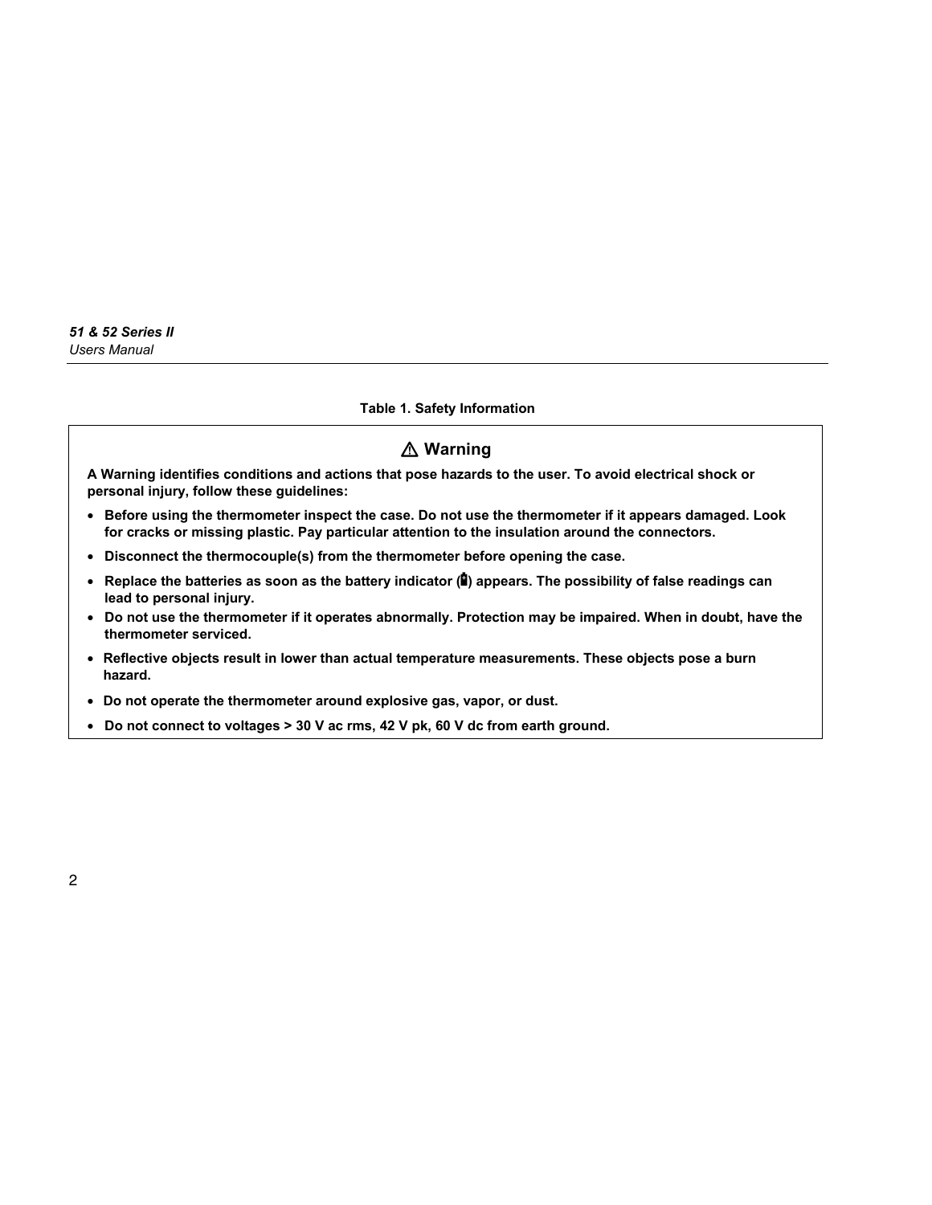**Table 1. Safety Information**

## ⚠ Warning

**A Warning identifies conditions and actions that pose hazards to the user. To avoid electrical shock or personal injury, follow these guidelines:**

- **Before using the thermometer inspect the case. Do not use the thermometer if it appears damaged. Look for cracks or missing plastic. Pay particular attention to the insulation around the connectors.**
- **Disconnect the thermocouple(s) from the thermometer before opening the case.**
- **Replace the batteries as soon as the battery indicator (🔋) appears. The possibility of false readings can lead to personal injury.**
- **Do not use the thermometer if it operates abnormally. Protection may be impaired. When in doubt, have the thermometer serviced.**
- **Reflective objects result in lower than actual temperature measurements. These objects pose a burn hazard.**
- **Do not operate the thermometer around explosive gas, vapor, or dust.**
- **Do not connect to voltages > 30 V ac rms, 42 V pk, 60 V dc from earth ground.**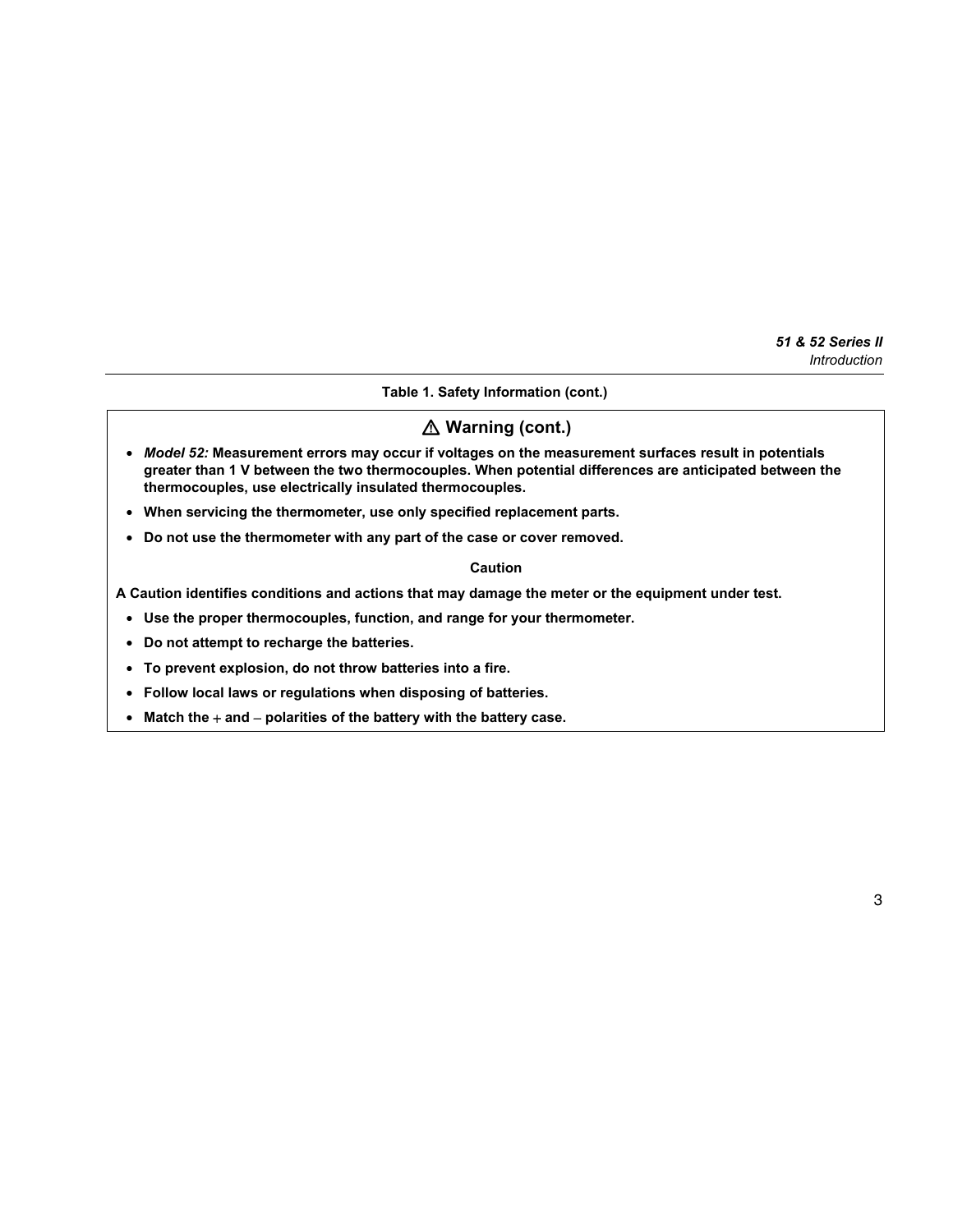**Table 1. Safety Information (cont.)**

### ⚠ Warning (cont.)

- ***Model 52:*** **Measurement errors may occur if voltages on the measurement surfaces result in potentials greater than 1 V between the two thermocouples. When potential differences are anticipated between the thermocouples, use electrically insulated thermocouples.**
- **When servicing the thermometer, use only specified replacement parts.**
- **Do not use the thermometer with any part of the case or cover removed.**

**Caution**

**A Caution identifies conditions and actions that may damage the meter or the equipment under test.**

- **Use the proper thermocouples, function, and range for your thermometer.**
- **Do not attempt to recharge the batteries.**
- **To prevent explosion, do not throw batteries into a fire.**
- **Follow local laws or regulations when disposing of batteries.**
- **Match the + and – polarities of the battery with the battery case.**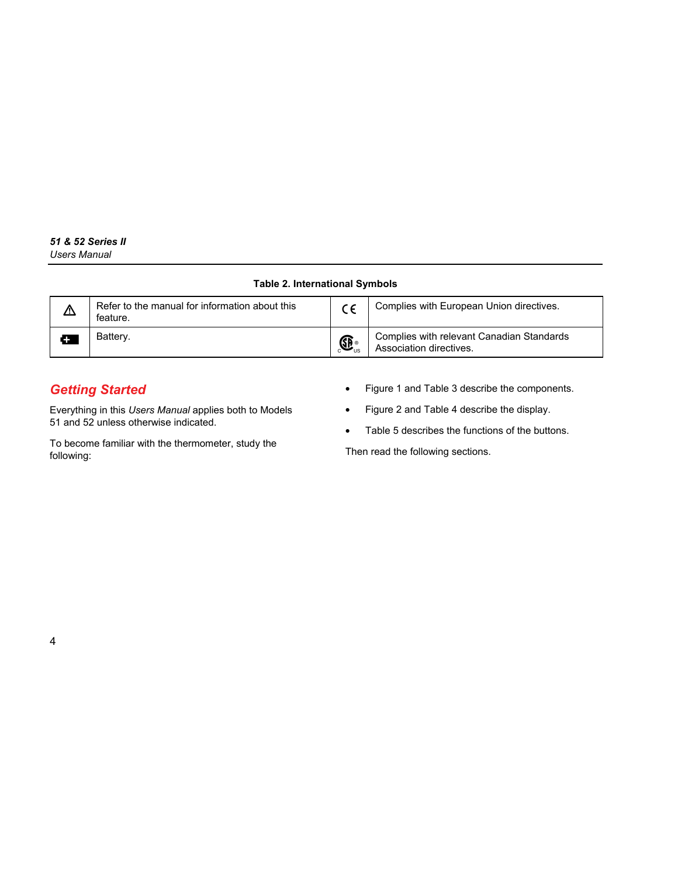**Table 2. International Symbols**

| | | | |
|---|---|---|---|
| ⚠ | Refer to the manual for information about this feature. | CE | Complies with European Union directives. |
| 🔋 | Battery. | CSA (C US) | Complies with relevant Canadian Standards Association directives. |

## Getting Started

Everything in this *Users Manual* applies both to Models 51 and 52 unless otherwise indicated.

To become familiar with the thermometer, study the following:

- Figure 1 and Table 3 describe the components.
- Figure 2 and Table 4 describe the display.
- Table 5 describes the functions of the buttons.

Then read the following sections.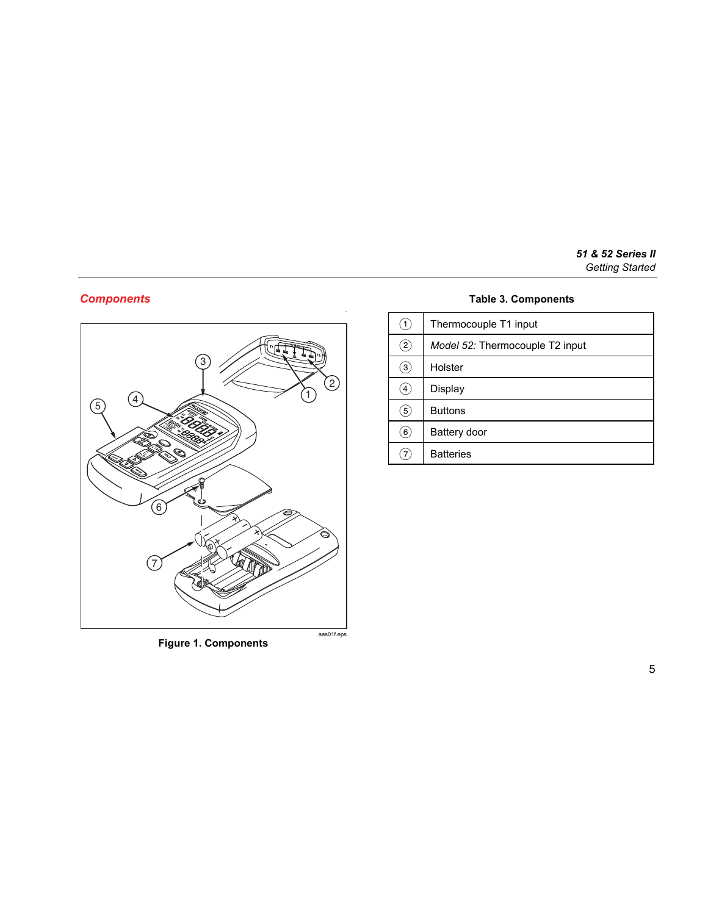## Components

Figure 1. Components

**Table 3. Components**

| | |
|---|---|
| ① | Thermocouple T1 input |
| ② | *Model 52:* Thermocouple T2 input |
| ③ | Holster |
| ④ | Display |
| ⑤ | Buttons |
| ⑥ | Battery door |
| ⑦ | Batteries |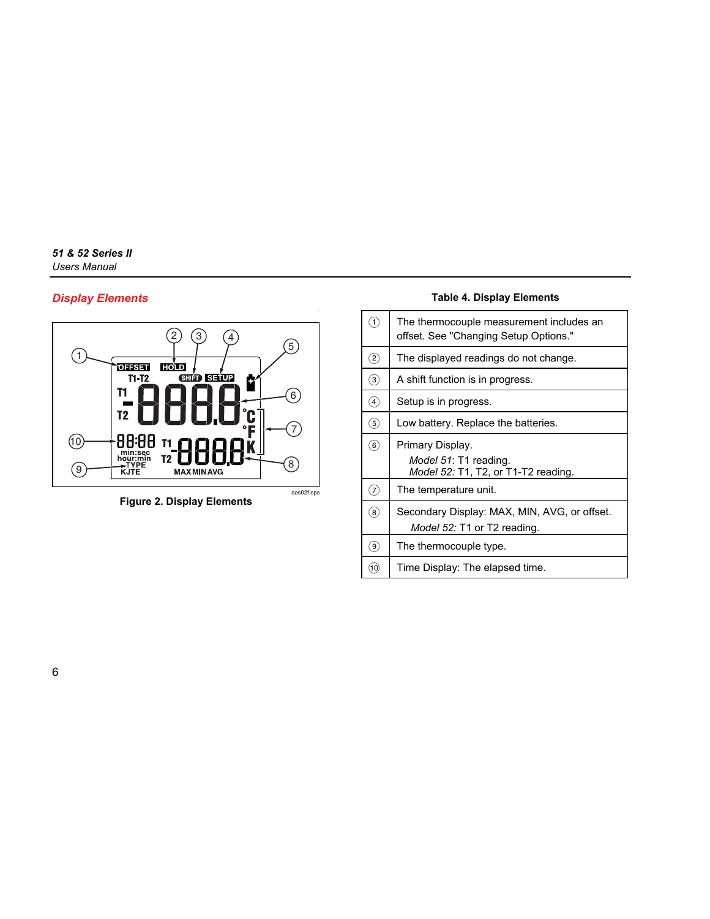## Display Elements

Figure 2. Display Elements

**Table 4. Display Elements**

| | |
|---|---|
| ① | The thermocouple measurement includes an offset. See "Changing Setup Options." |
| ② | The displayed readings do not change. |
| ③ | A shift function is in progress. |
| ④ | Setup is in progress. |
| ⑤ | Low battery. Replace the batteries. |
| ⑥ | Primary Display. *Model 51*: T1 reading. *Model 52:* T1, T2, or T1-T2 reading. |
| ⑦ | The temperature unit. |
| ⑧ | Secondary Display: MAX, MIN, AVG, or offset. *Model 52:* T1 or T2 reading. |
| ⑨ | The thermocouple type. |
| ⑩ | Time Display: The elapsed time. |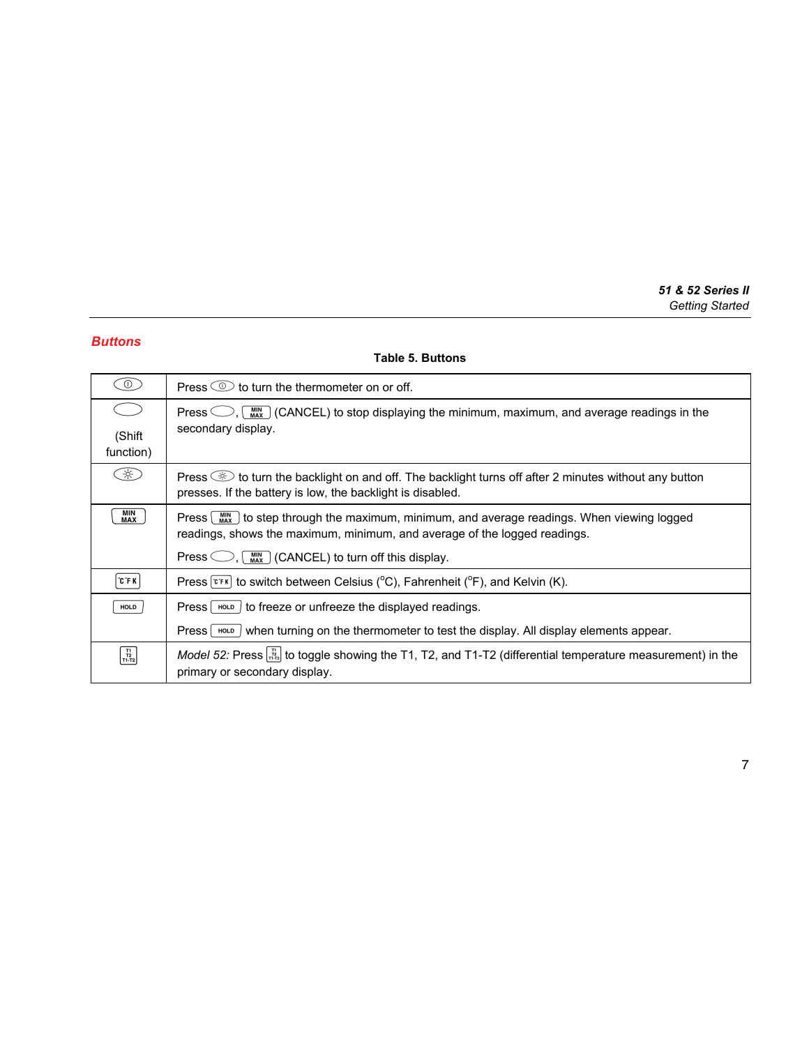## Buttons

**Table 5. Buttons**

| Button | Description |
|---|---|
| ⓘ | Press ⓘ to turn the thermometer on or off. |
| ⬭ (Shift function) | Press ⬭, MIN MAX (CANCEL) to stop displaying the minimum, maximum, and average readings in the secondary display. |
| ☼ | Press ☼ to turn the backlight on and off. The backlight turns off after 2 minutes without any button presses. If the battery is low, the backlight is disabled. |
| MIN MAX | Press MIN MAX to step through the maximum, minimum, and average readings. When viewing logged readings, shows the maximum, minimum, and average of the logged readings.<br><br>Press ⬭, MIN MAX (CANCEL) to turn off this display. |
| °C °F K | Press °C °F K to switch between Celsius (°C), Fahrenheit (°F), and Kelvin (K). |
| HOLD | Press HOLD to freeze or unfreeze the displayed readings.<br><br>Press HOLD when turning on the thermometer to test the display. All display elements appear. |
| T1 T2 T1-T2 | *Model 52:* Press T1 T2 T1-T2 to toggle showing the T1, T2, and T1-T2 (differential temperature measurement) in the primary or secondary display. |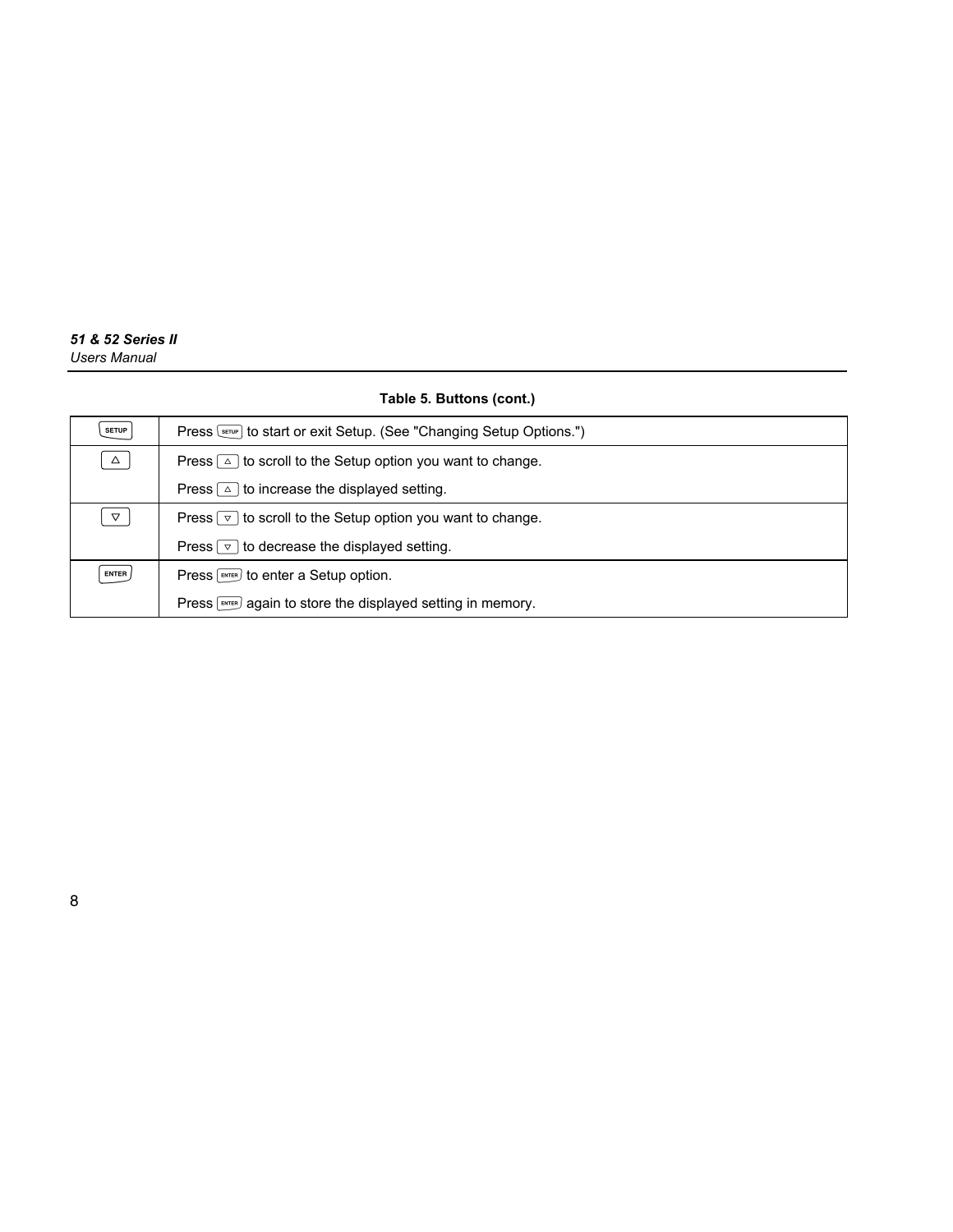**Table 5. Buttons (cont.)**

| | |
|---|---|
| SETUP | Press SETUP to start or exit Setup. (See "Changing Setup Options.") |
| △ | Press △ to scroll to the Setup option you want to change.<br><br>Press △ to increase the displayed setting. |
| ▽ | Press ▽ to scroll to the Setup option you want to change.<br><br>Press ▽ to decrease the displayed setting. |
| ENTER | Press ENTER to enter a Setup option.<br><br>Press ENTER again to store the displayed setting in memory. |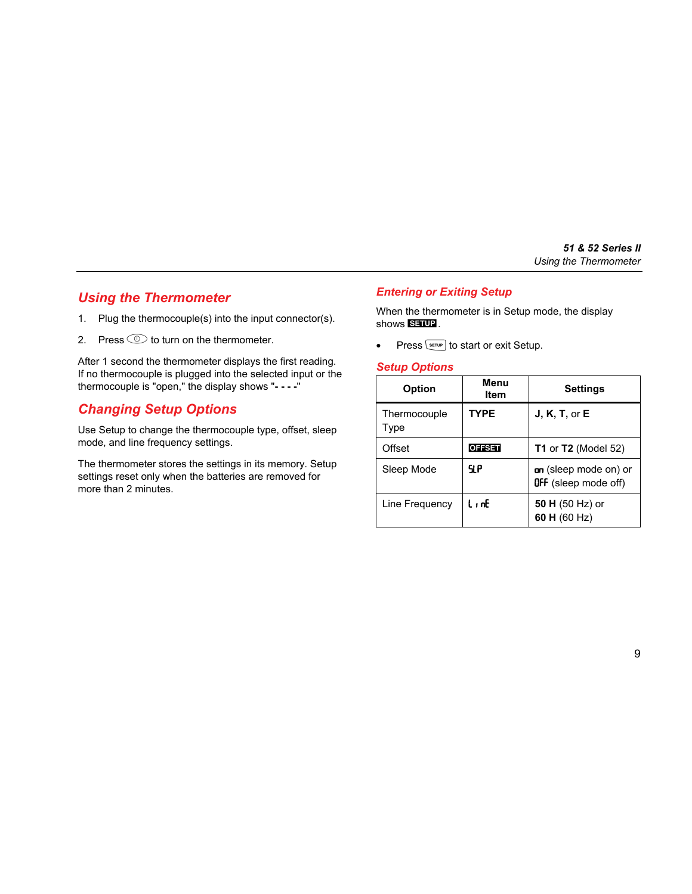## Using the Thermometer

1. Plug the thermocouple(s) into the input connector(s).
2. Press ⓘ to turn on the thermometer.

After 1 second the thermometer displays the first reading. If no thermocouple is plugged into the selected input or the thermocouple is "open," the display shows "**- - - -**"

## Changing Setup Options

Use Setup to change the thermocouple type, offset, sleep mode, and line frequency settings.

The thermometer stores the settings in its memory. Setup settings reset only when the batteries are removed for more than 2 minutes.

## Entering or Exiting Setup

When the thermometer is in Setup mode, the display shows **SETUP**.

- Press SETUP to start or exit Setup.

## Setup Options

| Option | Menu Item | Settings |
| --- | --- | --- |
| Thermocouple Type | **TYPE** | **J**, **K**, **T**, or **E** |
| Offset | **OFFSET** | **T1** or **T2** (Model 52) |
| Sleep Mode | **SLP** | **on** (sleep mode on) or **OFF** (sleep mode off) |
| Line Frequency | **LinE** | **50 H** (50 Hz) or **60 H** (60 Hz) |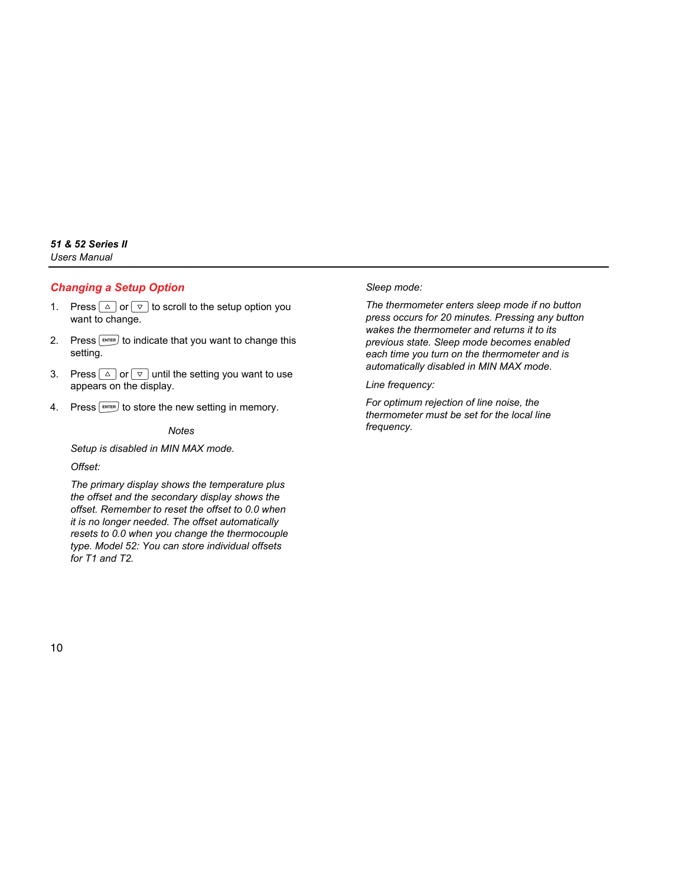## Changing a Setup Option

1. Press △ or ▽ to scroll to the setup option you want to change.
2. Press ENTER to indicate that you want to change this setting.
3. Press △ or ▽ until the setting you want to use appears on the display.
4. Press ENTER to store the new setting in memory.

*Notes*

*Setup is disabled in MIN MAX mode.*

*Offset:*

*The primary display shows the temperature plus the offset and the secondary display shows the offset. Remember to reset the offset to 0.0 when it is no longer needed. The offset automatically resets to 0.0 when you change the thermocouple type. Model 52: You can store individual offsets for T1 and T2.*

*Sleep mode:*

*The thermometer enters sleep mode if no button press occurs for 20 minutes. Pressing any button wakes the thermometer and returns it to its previous state. Sleep mode becomes enabled each time you turn on the thermometer and is automatically disabled in MIN MAX mode.*

*Line frequency:*

*For optimum rejection of line noise, the thermometer must be set for the local line frequency.*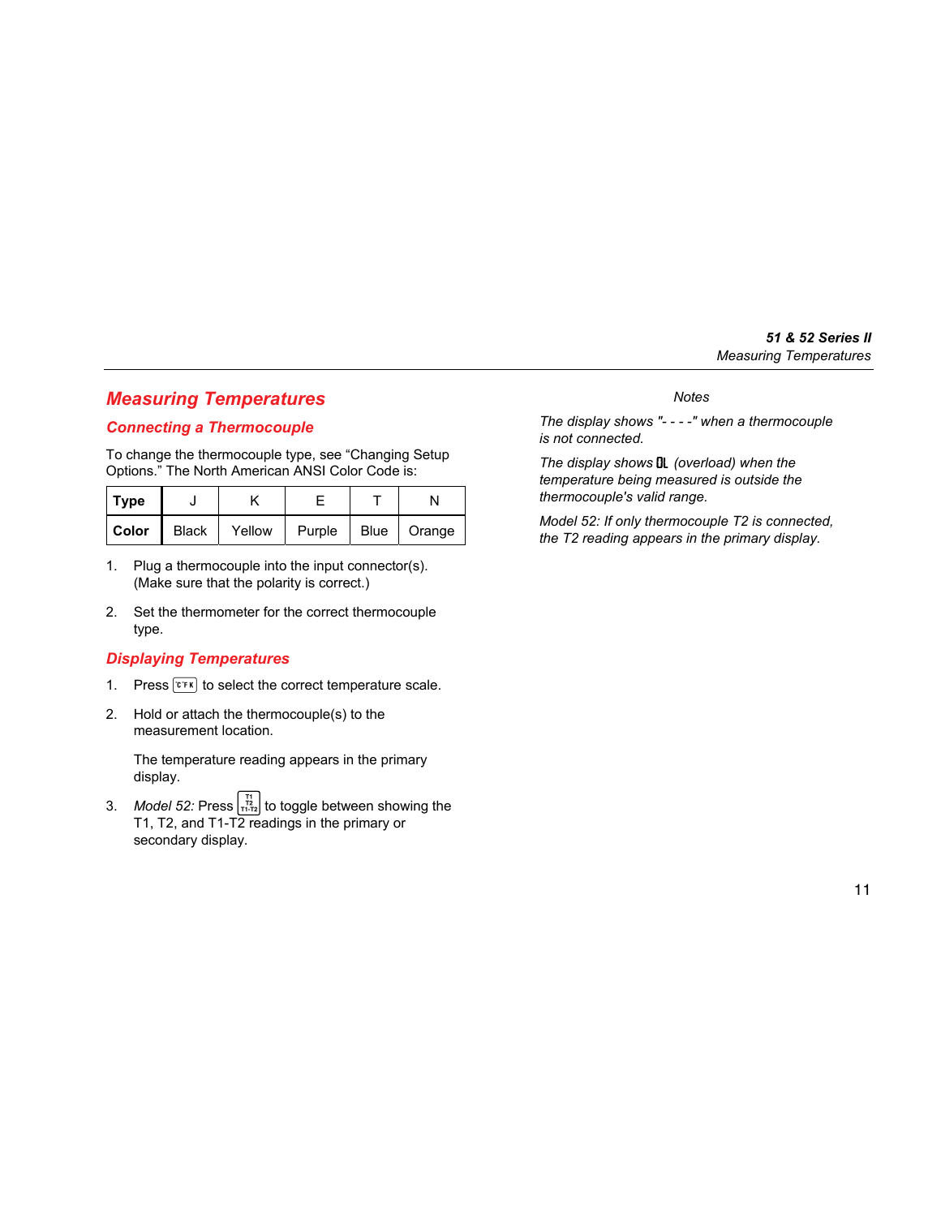# Measuring Temperatures

## Connecting a Thermocouple

To change the thermocouple type, see "Changing Setup Options." The North American ANSI Color Code is:

| Type | J | K | E | T | N |
|---|---|---|---|---|---|
| Color | Black | Yellow | Purple | Blue | Orange |

1. Plug a thermocouple into the input connector(s). (Make sure that the polarity is correct.)
2. Set the thermometer for the correct thermocouple type.

## Displaying Temperatures

1. Press [°C °F K] to select the correct temperature scale.
2. Hold or attach the thermocouple(s) to the measurement location.

   The temperature reading appears in the primary display.
3. *Model 52:* Press [T1 T2 T1-T2] to toggle between showing the T1, T2, and T1-T2 readings in the primary or secondary display.

*Notes*

*The display shows "- - - -" when a thermocouple is not connected.*

*The display shows OL (overload) when the temperature being measured is outside the thermocouple's valid range.*

*Model 52: If only thermocouple T2 is connected, the T2 reading appears in the primary display.*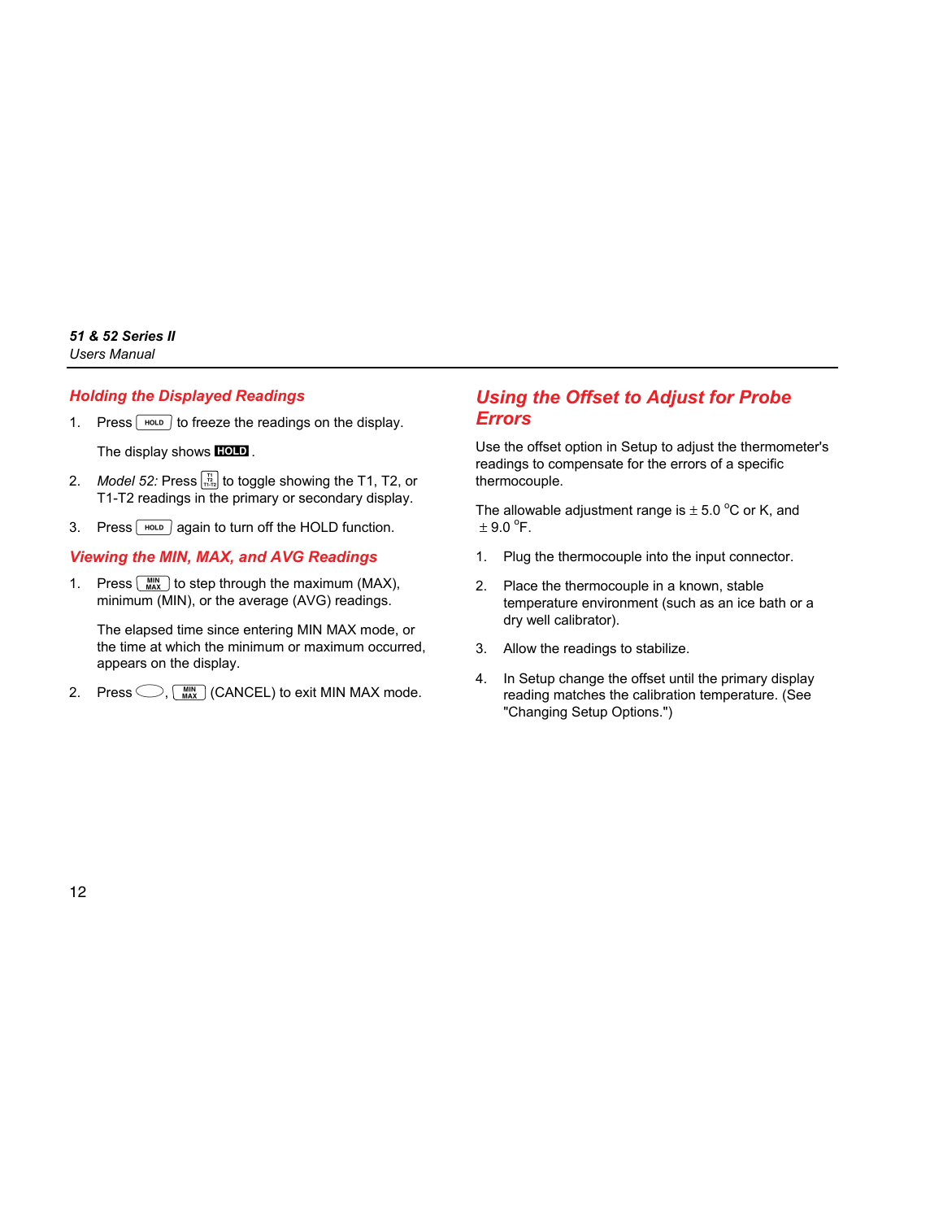## Holding the Displayed Readings

1. Press HOLD to freeze the readings on the display.

   The display shows **HOLD**.

2. *Model 52:* Press T1 T2 T1-T2 to toggle showing the T1, T2, or T1-T2 readings in the primary or secondary display.

3. Press HOLD again to turn off the HOLD function.

## Viewing the MIN, MAX, and AVG Readings

1. Press MIN MAX to step through the maximum (MAX), minimum (MIN), or the average (AVG) readings.

   The elapsed time since entering MIN MAX mode, or the time at which the minimum or maximum occurred, appears on the display.

2. Press ⬭, MIN MAX (CANCEL) to exit MIN MAX mode.

## Using the Offset to Adjust for Probe Errors

Use the offset option in Setup to adjust the thermometer's readings to compensate for the errors of a specific thermocouple.

The allowable adjustment range is ± 5.0 °C or K, and ± 9.0 °F.

1. Plug the thermocouple into the input connector.

2. Place the thermocouple in a known, stable temperature environment (such as an ice bath or a dry well calibrator).

3. Allow the readings to stabilize.

4. In Setup change the offset until the primary display reading matches the calibration temperature. (See "Changing Setup Options.")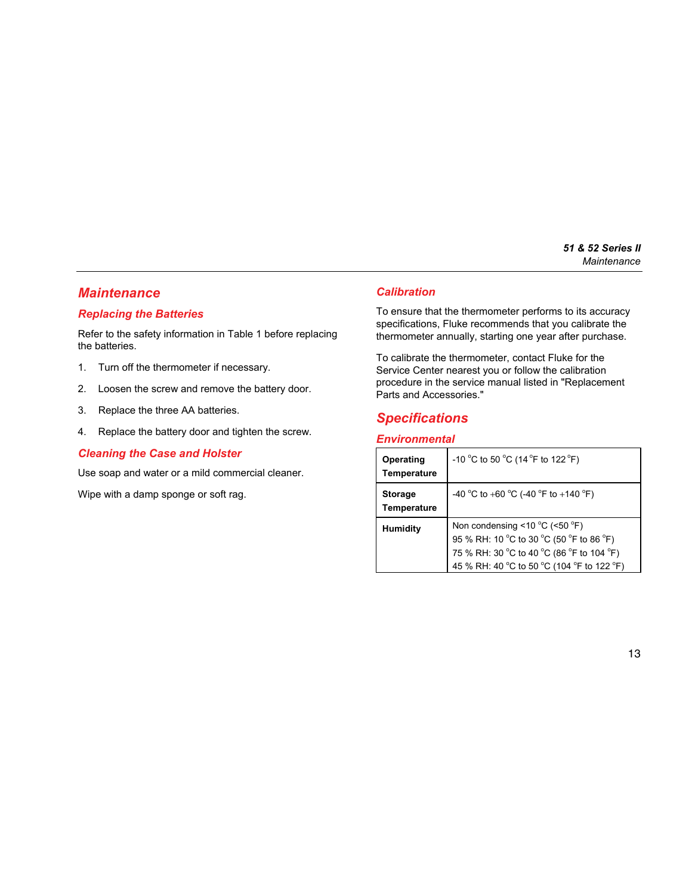## Maintenance

### Replacing the Batteries

Refer to the safety information in Table 1 before replacing the batteries.

1. Turn off the thermometer if necessary.
2. Loosen the screw and remove the battery door.
3. Replace the three AA batteries.
4. Replace the battery door and tighten the screw.

### Cleaning the Case and Holster

Use soap and water or a mild commercial cleaner.

Wipe with a damp sponge or soft rag.

### Calibration

To ensure that the thermometer performs to its accuracy specifications, Fluke recommends that you calibrate the thermometer annually, starting one year after purchase.

To calibrate the thermometer, contact Fluke for the Service Center nearest you or follow the calibration procedure in the service manual listed in "Replacement Parts and Accessories."

## Specifications

### Environmental

| | |
|---|---|
| **Operating Temperature** | -10 °C to 50 °C (14 °F to 122 °F) |
| **Storage Temperature** | -40 °C to +60 °C (-40 °F to +140 °F) |
| **Humidity** | Non condensing <10 °C (<50 °F)<br>95 % RH: 10 °C to 30 °C (50 °F to 86 °F)<br>75 % RH: 30 °C to 40 °C (86 °F to 104 °F)<br>45 % RH: 40 °C to 50 °C (104 °F to 122 °F) |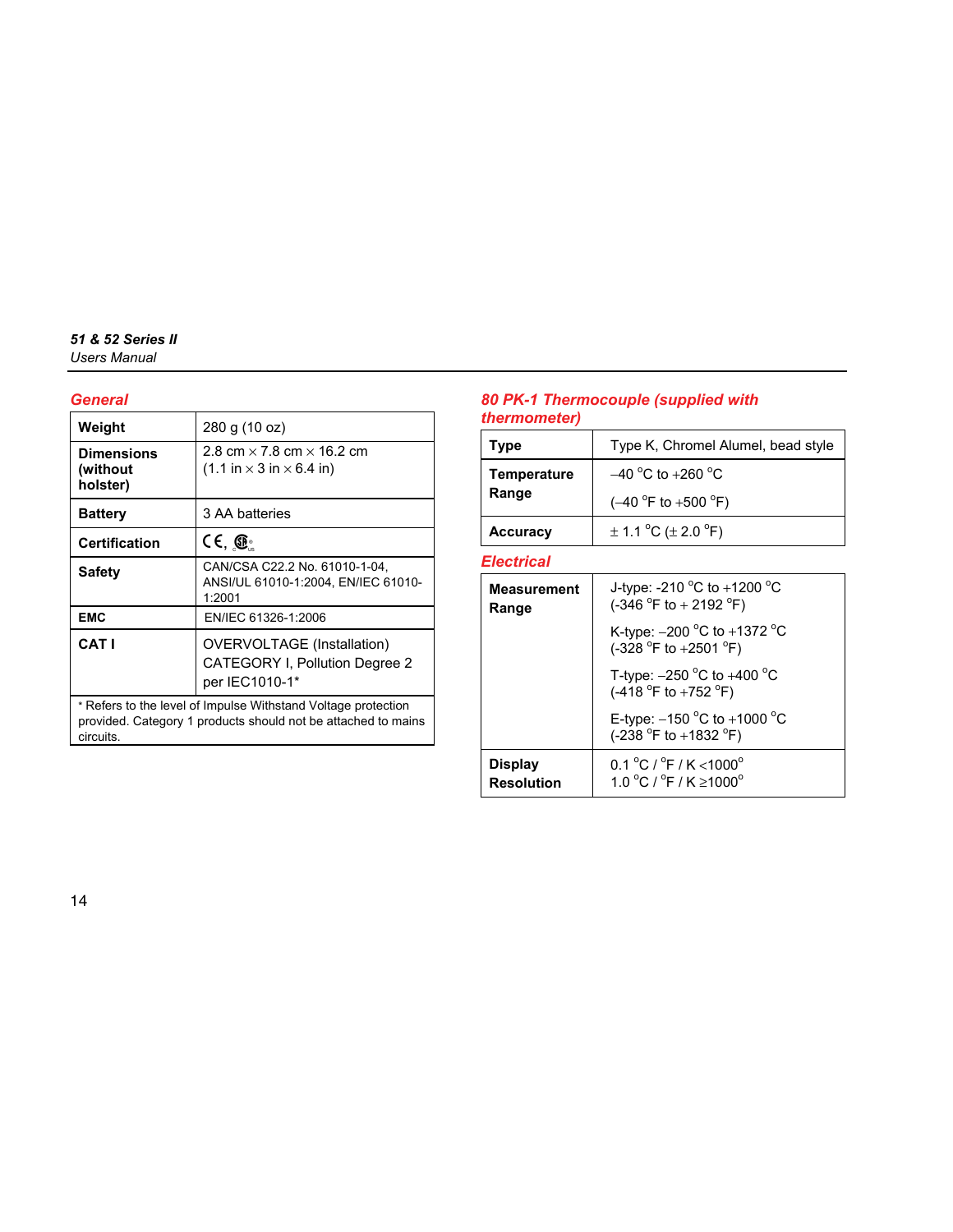## General

| | |
|---|---|
| **Weight** | 280 g (10 oz) |
| **Dimensions (without holster)** | 2.8 cm × 7.8 cm × 16.2 cm (1.1 in × 3 in × 6.4 in) |
| **Battery** | 3 AA batteries |
| **Certification** | CE, CSA |
| **Safety** | CAN/CSA C22.2 No. 61010-1-04, ANSI/UL 61010-1:2004, EN/IEC 61010-1:2001 |
| **EMC** | EN/IEC 61326-1:2006 |
| **CAT I** | OVERVOLTAGE (Installation) CATEGORY I, Pollution Degree 2 per IEC1010-1* |

\* Refers to the level of Impulse Withstand Voltage protection provided. Category 1 products should not be attached to mains circuits.

## 80 PK-1 Thermocouple (supplied with thermometer)

| | |
|---|---|
| **Type** | Type K, Chromel Alumel, bead style |
| **Temperature Range** | –40 °C to +260 °C<br>(–40 °F to +500 °F) |
| **Accuracy** | ± 1.1 °C (± 2.0 °F) |

## Electrical

| | |
|---|---|
| **Measurement Range** | J-type: -210 °C to +1200 °C (-346 °F to + 2192 °F)<br>K-type: –200 °C to +1372 °C (-328 °F to +2501 °F)<br>T-type: –250 °C to +400 °C (-418 °F to +752 °F)<br>E-type: –150 °C to +1000 °C (-238 °F to +1832 °F) |
| **Display Resolution** | 0.1 °C / °F / K <1000°<br>1.0 °C / °F / K ≥1000° |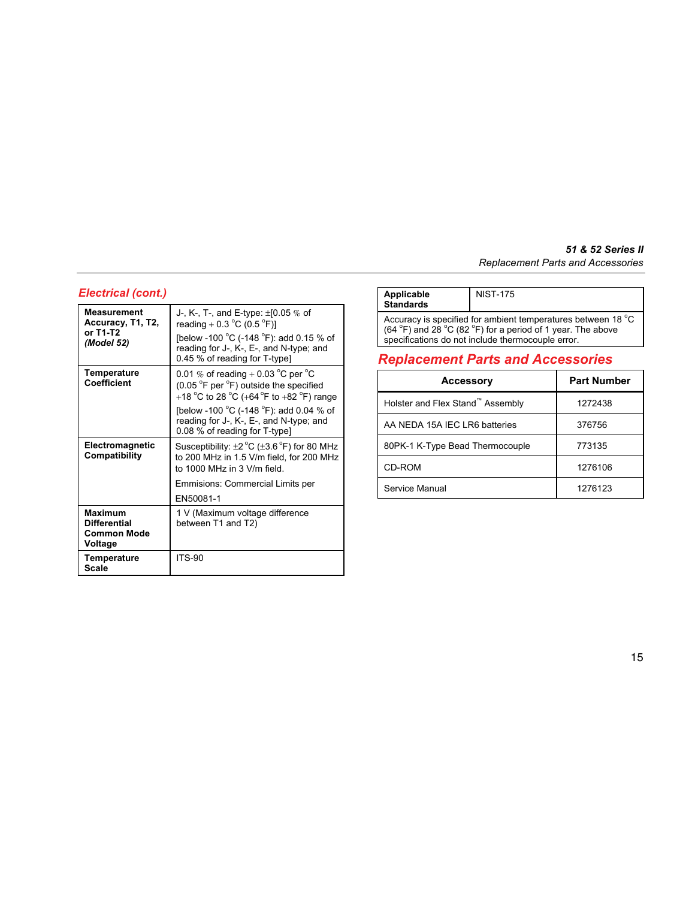## Electrical (cont.)

| | |
|---|---|
| **Measurement Accuracy, T1, T2, or T1-T2** ***(Model 52)*** | J-, K-, T-, and E-type: ±[0.05 % of reading + 0.3 °C (0.5 °F)]<br>[below -100 °C (-148 °F): add 0.15 % of reading for J-, K-, E-, and N-type; and 0.45 % of reading for T-type] |
| **Temperature Coefficient** | 0.01 % of reading + 0.03 °C per °C (0.05 °F per °F) outside the specified +18 °C to 28 °C (+64 °F to +82 °F) range<br>[below -100 °C (-148 °F): add 0.04 % of reading for J-, K-, E-, and N-type; and 0.08 % of reading for T-type] |
| **Electromagnetic Compatibility** | Susceptibility: ±2 °C (±3.6 °F) for 80 MHz to 200 MHz in 1.5 V/m field, for 200 MHz to 1000 MHz in 3 V/m field.<br>Emmisions: Commercial Limits per EN50081-1 |
| **Maximum Differential Common Mode Voltage** | 1 V (Maximum voltage difference between T1 and T2) |
| **Temperature Scale** | ITS-90 |
| **Applicable Standards** | NIST-175 |

Accuracy is specified for ambient temperatures between 18 °C (64 °F) and 28 °C (82 °F) for a period of 1 year. The above specifications do not include thermocouple error.

## Replacement Parts and Accessories

| Accessory | Part Number |
|---|---|
| Holster and Flex Stand™ Assembly | 1272438 |
| AA NEDA 15A IEC LR6 batteries | 376756 |
| 80PK-1 K-Type Bead Thermocouple | 773135 |
| CD-ROM | 1276106 |
| Service Manual | 1276123 |